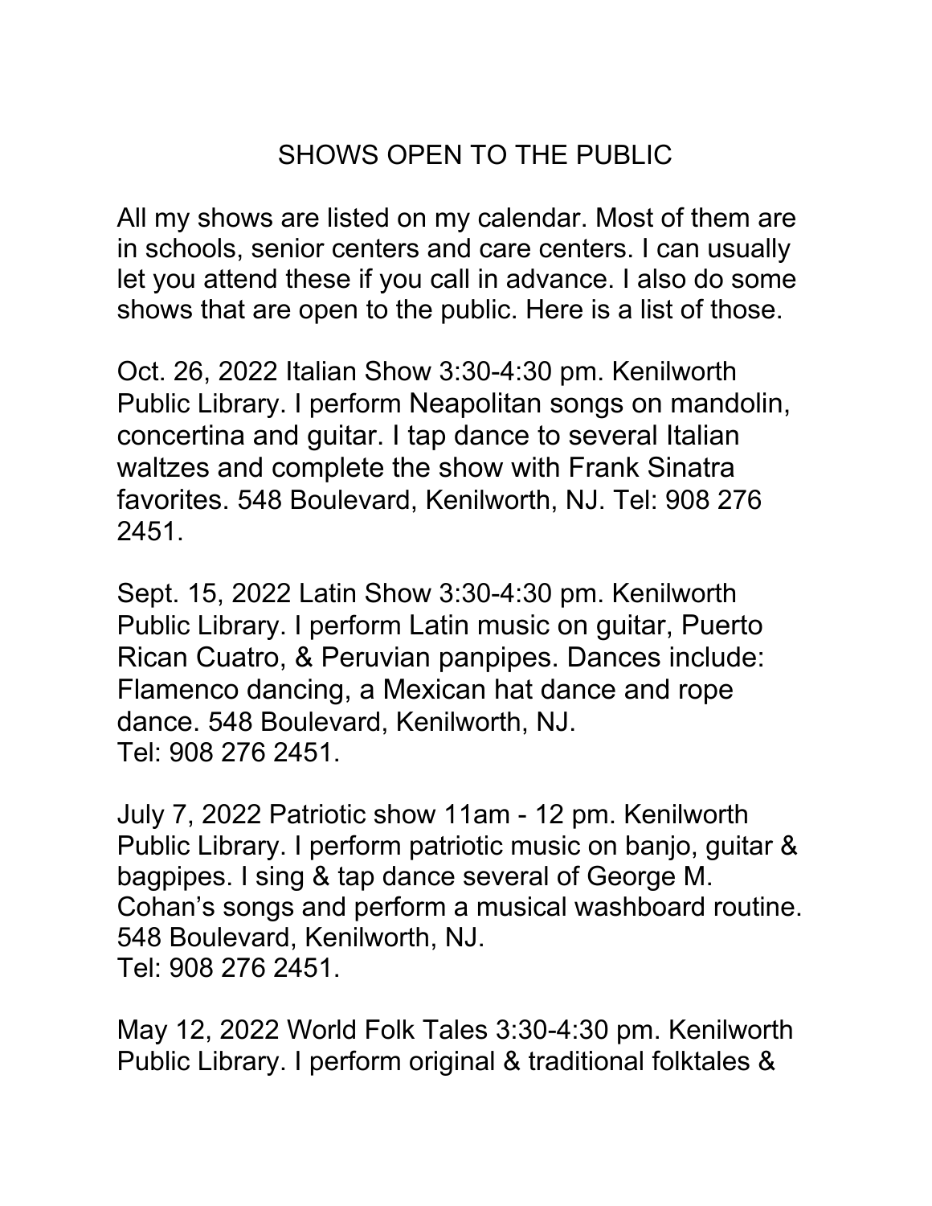# SHOWS OPEN TO THE PUBLIC

All my shows are listed on my calendar. Most of them are in schools, senior centers and care centers. I can usually let you attend these if you call in advance. I also do some shows that are open to the public. Here is a list of those.

Oct. 26, 2022 Italian Show 3:30-4:30 pm. Kenilworth Public Library. I perform Neapolitan songs on mandolin, concertina and guitar. I tap dance to several Italian waltzes and complete the show with Frank Sinatra favorites. 548 Boulevard, Kenilworth, NJ. Tel: 908 276 2451.

Sept. 15, 2022 Latin Show 3:30-4:30 pm. Kenilworth Public Library. I perform Latin music on guitar, Puerto Rican Cuatro, & Peruvian panpipes. Dances include: Flamenco dancing, a Mexican hat dance and rope dance. 548 Boulevard, Kenilworth, NJ.
Tel: 908 276 2451.

July 7, 2022 Patriotic show 11am - 12 pm. Kenilworth Public Library. I perform patriotic music on banjo, guitar & bagpipes. I sing & tap dance several of George M. Cohan's songs and perform a musical washboard routine. 548 Boulevard, Kenilworth, NJ.
Tel: 908 276 2451.

May 12, 2022 World Folk Tales 3:30-4:30 pm. Kenilworth Public Library. I perform original & traditional folktales &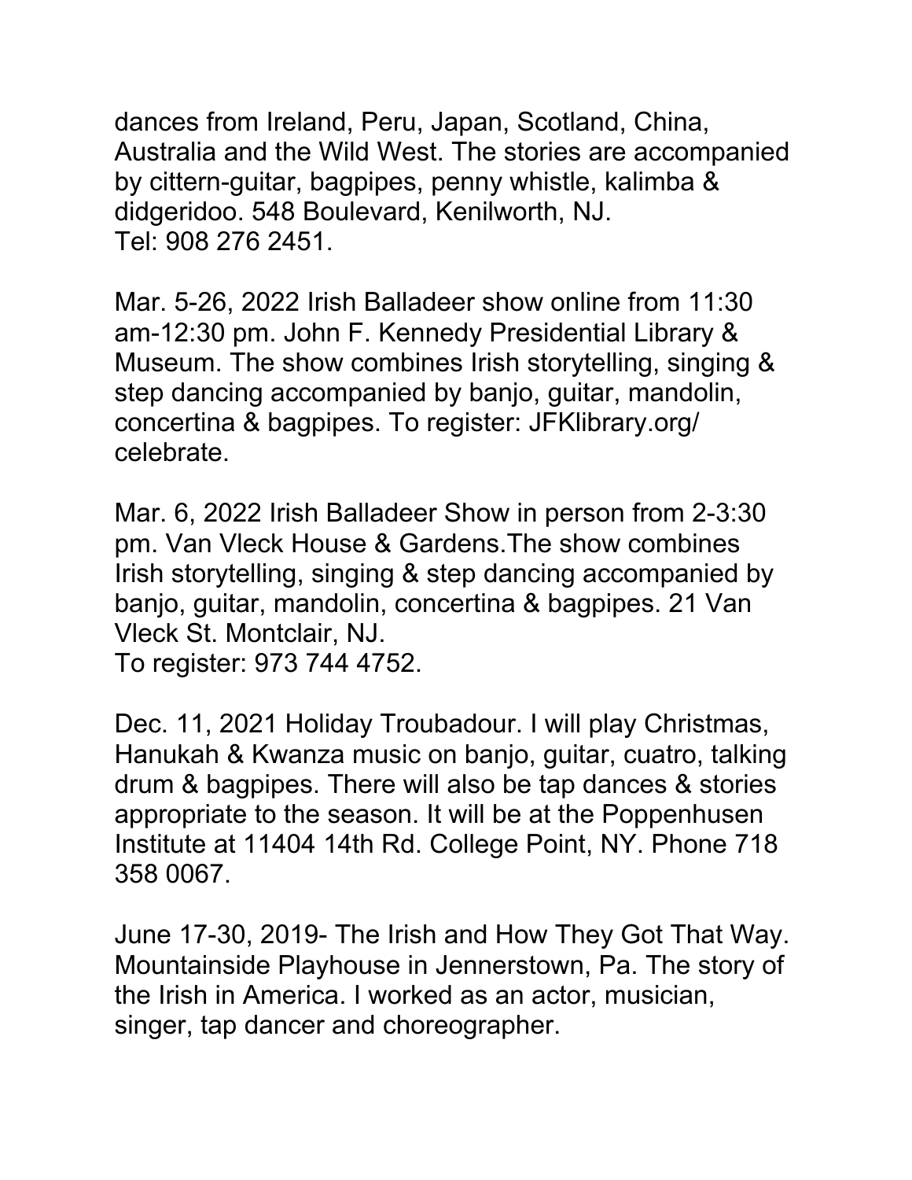dances from Ireland, Peru, Japan, Scotland, China, Australia and the Wild West. The stories are accompanied by cittern-guitar, bagpipes, penny whistle, kalimba & didgeridoo. 548 Boulevard, Kenilworth, NJ.
Tel: 908 276 2451.

Mar. 5-26, 2022 Irish Balladeer show online from 11:30 am-12:30 pm. John F. Kennedy Presidential Library & Museum. The show combines Irish storytelling, singing & step dancing accompanied by banjo, guitar, mandolin, concertina & bagpipes. To register: JFKlibrary.org/celebrate.

Mar. 6, 2022 Irish Balladeer Show in person from 2-3:30 pm. Van Vleck House & Gardens.The show combines Irish storytelling, singing & step dancing accompanied by banjo, guitar, mandolin, concertina & bagpipes. 21 Van Vleck St. Montclair, NJ.
To register: 973 744 4752.

Dec. 11, 2021 Holiday Troubadour. I will play Christmas, Hanukah & Kwanza music on banjo, guitar, cuatro, talking drum & bagpipes. There will also be tap dances & stories appropriate to the season. It will be at the Poppenhusen Institute at 11404 14th Rd. College Point, NY. Phone 718 358 0067.

June 17-30, 2019- The Irish and How They Got That Way. Mountainside Playhouse in Jennerstown, Pa. The story of the Irish in America. I worked as an actor, musician, singer, tap dancer and choreographer.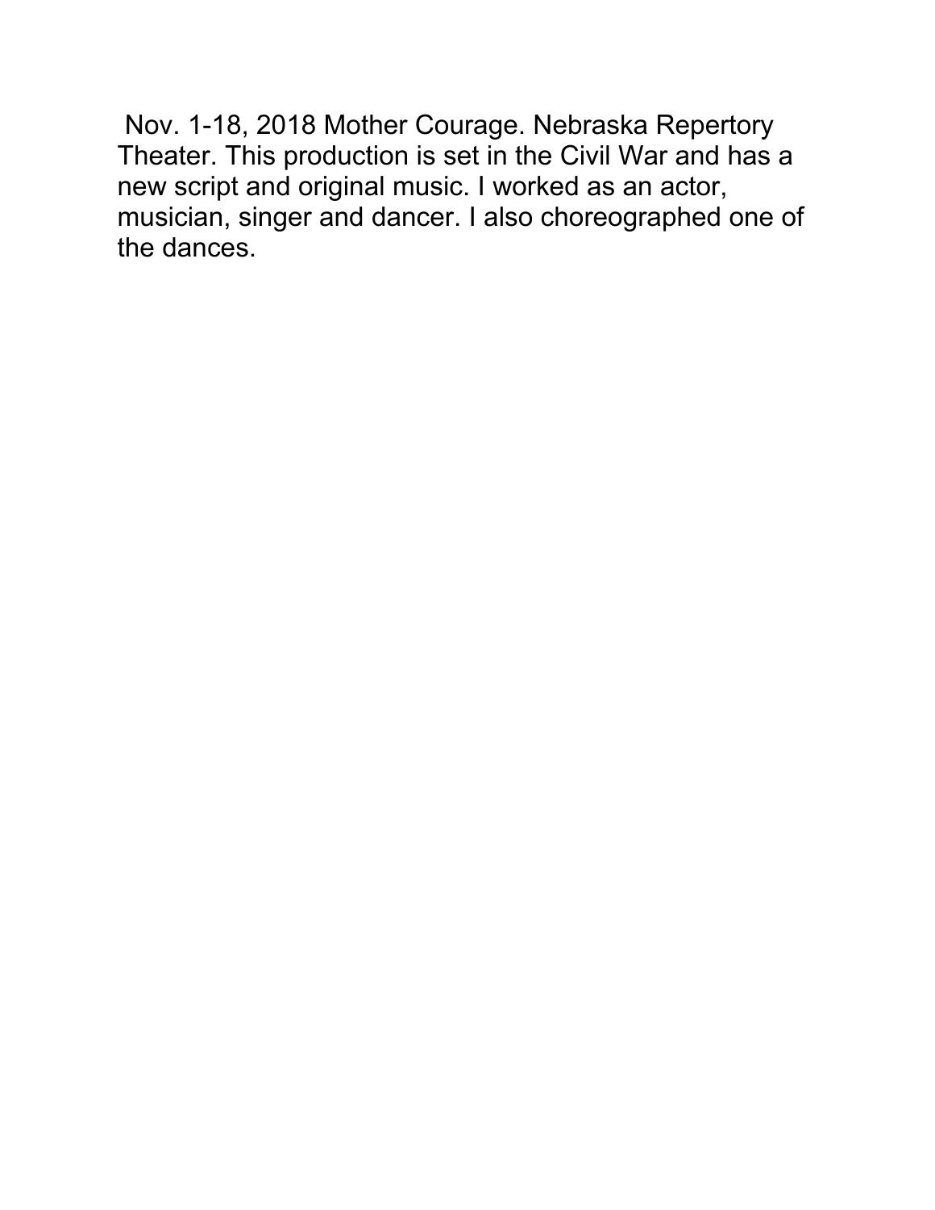Nov. 1-18, 2018 Mother Courage. Nebraska Repertory Theater. This production is set in the Civil War and has a new script and original music. I worked as an actor, musician, singer and dancer. I also choreographed one of the dances.